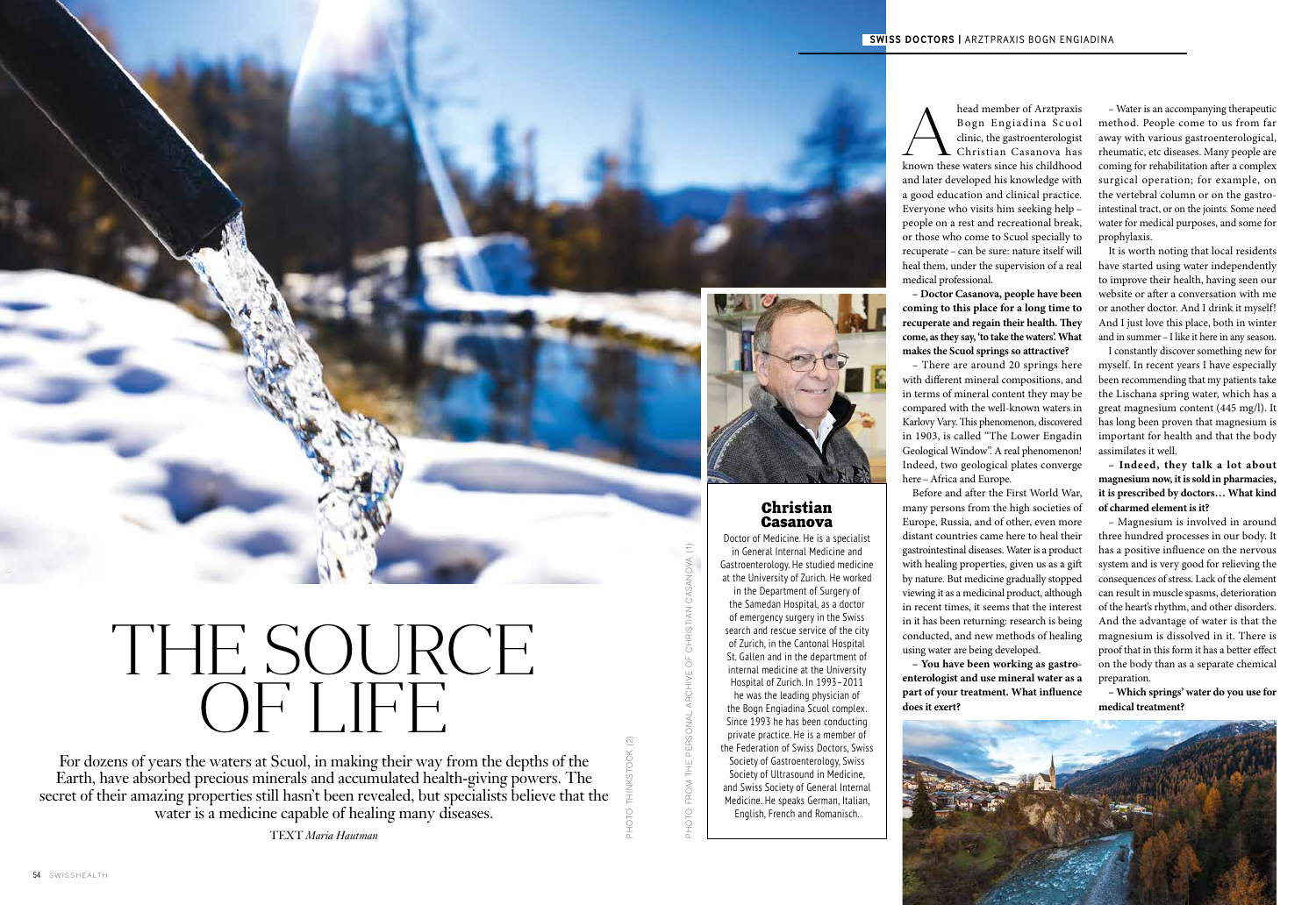# THE SOURCE OF LIFE

For dozens of years the waters at Scuol, in making their way from the depths of the Earth, have absorbed precious minerals and accumulated health-giving powers. The secret of their amazing properties still hasn't been revealed, but specialists believe that the water is a medicine capable of healing many diseases.

TEXT *Maria Hautman*

PHOTO: THINKSTOCK (2)

PHOTO FROM THE PERSONAL ARCHIVE OF CHRISTIAN CASANOVA (1)

## Christian Casanova

Doctor of Medicine. He is a specialist in General Internal Medicine and Gastroenterology. He studied medicine at the University of Zurich. He worked in the Department of Surgery of the Samedan Hospital, as a doctor of emergency surgery in the Swiss search and rescue service of the city of Zurich, in the Cantonal Hospital St. Gallen and in the department of internal medicine at the University Hospital of Zurich. In 1993–2011 he was the leading physician of the Bogn Engiadina Scuol complex. Since 1993 he has been conducting private practice. He is a member of the Federation of Swiss Doctors, Swiss Society of Gastroenterology, Swiss Society of Ultrasound in Medicine, and Swiss Society of General Internal Medicine. He speaks German, Italian, English, French and Romanisch.

A head member of Arztpraxis Bogn Engiadina Scuol clinic, the gastroenterologist Christian Casanova has known these waters since his childhood and later developed his knowledge with a good education and clinical practice. Everyone who visits him seeking help – people on a rest and recreational break, or those who come to Scuol specially to recuperate – can be sure: nature itself will heal them, under the supervision of a real medical professional.

**– Doctor Casanova, people have been coming to this place for a long time to recuperate and regain their health. They come, as they say, 'to take the waters'. What makes the Scuol springs so attractive?**

– There are around 20 springs here with different mineral compositions, and in terms of mineral content they may be compared with the well-known waters in Karlovy Vary. This phenomenon, discovered in 1903, is called "The Lower Engadin Geological Window". A real phenomenon! Indeed, two geological plates converge here – Africa and Europe.

Before and after the First World War, many persons from the high societies of Europe, Russia, and of other, even more distant countries came here to heal their gastrointestinal diseases. Water is a product with healing properties, given us as a gift by nature. But medicine gradually stopped viewing it as a medicinal product, although in recent times, it seems that the interest in it has been returning: research is being conducted, and new methods of healing using water are being developed.

**– You have been working as gastroenterologist and use mineral water as a part of your treatment. What influence does it exert?**

– Water is an accompanying therapeutic method. People come to us from far away with various gastroenterological, rheumatic, etc diseases. Many people are coming for rehabilitation after a complex surgical operation; for example, on the vertebral column or on the gastrointestinal tract, or on the joints. Some need water for medical purposes, and some for prophylaxis.

It is worth noting that local residents have started using water independently to improve their health, having seen our website or after a conversation with me or another doctor. And I drink it myself! And I just love this place, both in winter and in summer – I like it here in any season.

I constantly discover something new for myself. In recent years I have especially been recommending that my patients take the Lischana spring water, which has a great magnesium content (445 mg/l). It has long been proven that magnesium is important for health and that the body assimilates it well.

**– Indeed, they talk a lot about magnesium now, it is sold in pharmacies, it is prescribed by doctors… What kind of charmed element is it?**

– Magnesium is involved in around three hundred processes in our body. It has a positive influence on the nervous system and is very good for relieving the consequences of stress. Lack of the element can result in muscle spasms, deterioration of the heart's rhythm, and other disorders. And the advantage of water is that the magnesium is dissolved in it. There is proof that in this form it has a better effect on the body than as a separate chemical preparation.

**– Which springs' water do you use for medical treatment?**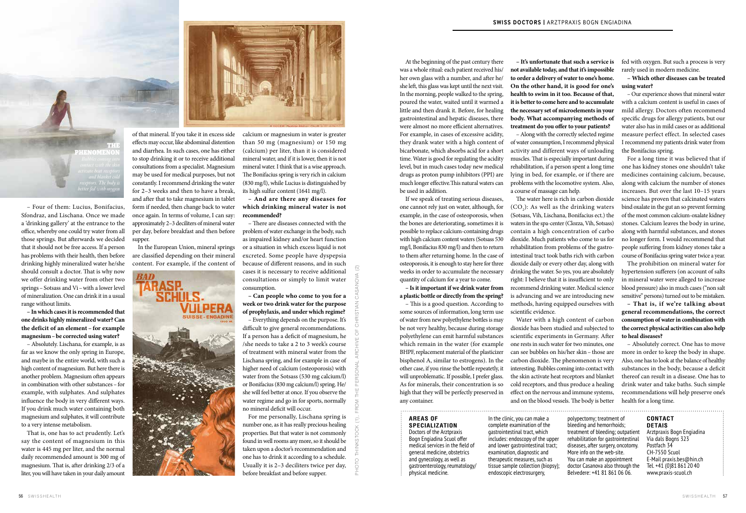THE PHENOMENON

*Bubbles coming into contact with the skin activate heat receptors and blanket cold receptors. The body is better fed with oxygen*

– Four of them: Lucius, Bonifacius, Sfondraz, and Lischana. Once we made a 'drinking gallery' at the entrance to the office, whereby one could try water from all those springs. But afterwards we decided that it should not be free access. If a person has problems with their health, then before drinking highly mineralized water he/she should consult a doctor. That is why now we offer drinking water from other two springs – Sotsass and Vi – with a lower level of mineralization. One can drink it in a usual range without limits.

**– In which cases it is recommended that one drinks highly mineralized water? Can the deficit of an element – for example magnesium – be corrected using water?**

– Absolutely. Lischana, for example, is as far as we know the only spring in Europe, and maybe in the entire world, with such a high content of magnesium. But here there is another problem. Magnesium often appears in combination with other substances – for example, with sulphates. And sulphates influence the body in very different ways. If you drink much water containing both magnesium and sulphates, it will contribute to a very intense metabolism.

That is, one has to act prudently. Let's say the content of magnesium in this water is 445 mg per liter, and the normal daily recommended amount is 300 mg of magnesium. That is, after drinking 2/3 of a liter, you will have taken in your daily amount of that mineral. If you take it in excess side effects may occur, like abdominal distention and diarrhea. In such cases, one has either to stop drinking it or to receive additional consultations from a specialist. Magnesium may be used for medical purposes, but not constantly. I recommend drinking the water for 2–3 weeks and then to have a break, and after that to take magnesium in tablet form if needed, then change back to water once again. In terms of volume, I can say: approximately 2–3 deciliters of mineral water per day, before breakfast and then before supper.

In the European Union, mineral springs are classified depending on their mineral content. For example, if the content of calcium or magnesium in water is greater than 50 mg (magnesium) or 150 mg (calcium) per liter, than it is considered mineral water, and if it is lower, then it is not mineral water. I think that is a wise approach. The Bonifacius spring is very rich in calcium (830 mg/l), while Lucius is distinguished by its high sulfur content (1641 mg/l).

**– And are there any diseases for which drinking mineral water is not recommended?**

– There are diseases connected with the problem of water exchange in the body, such as impaired kidney and/or heart function or a situation in which excess liquid is not excreted. Some people have dyspepsia because of different reasons, and in such cases it is necessary to receive additional consultations or simply to limit water consumption.

**– Can people who come to you for a week or two drink water for the purpose of prophylaxis, and under which regime?**

– Everything depends on the purpose. It's difficult to give general recommendations. If a person has a deficit of magnesium, he /she needs to take a 2 to 3 week's course of treatment with mineral water from the Lischana spring, and for example in case of higher need of calcium (osteoporosis) with water from the Sotsass (530 mg calcium/l) or Bonifacius (830 mg calcium/l) spring. He/she will feel better at once. If you observe the water regime and go in for sports, normally no mineral deficit will occur.

For me personally, Lischana spring is number one, as it has really precious healing properties. But that water is not commonly found in well rooms any more, so it should be taken upon a doctor's recommendation and one has to drink it according to a schedule. Usually it is 2–3 deciliters twice per day, before breakfast and before supper.

PHOTO: THINKSTOCK (1), FROM THE PERSONAL ARCHIVE OF CHRISTIAN CASANOVA (2)

At the beginning of the past century there was a whole ritual: each patient received his/her own glass with a number, and after he/she left, this glass was kept until the next visit. In the morning, people walked to the spring, poured the water, waited until it warmed a little and then drank it. Before, for healing gastrointestinal and hepatic diseases, there were almost no more efficient alternatives. For example, in cases of excessive acidity, they drank water with a high content of bicarbonate, which absorbs acid for a short time. Water is good for regulating the acidity level, but in much cases today new medical drugs as proton pump inhibitors (PPI) are much longer effective.This natural waters can be used in addition.

If we speak of treating serious diseases, one cannot rely just on water, although, for example, in the case of osteoporosis, when the bones are deteriorating, sometimes it is possible to replace calcium-containing drugs with high calcium content waters (Sotsass 530 mg/l, Bonifacius 830 mg/l) and then to return to them after returning home. In the case of osteoporosis, it is enough to stay here for three weeks in order to accumulate the necessary quantity of calcium for a year to come.

**– Is it important if we drink water from a plastic bottle or directly from the spring?**

– This is a good question. According to some sources of information, long term use of water from new polyethylene bottles is may be not very healthy, because during storage polyethylene can emit harmful substances which remain in the water (for example BHPF, replacement material of the plasticizer bisphenol A, similar to estrogens). In the other case, if you rinse the bottle repeatedly, it will unproblematic. If possible, I prefer glass. As for minerals, their concentration is so high that they will be perfectly preserved in any container.

**– It's unfortunate that such a service is not available today, and that it's impossible to order a delivery of water to one's home. On the other hand, it is good for one's health to swim in it too. Because of that, it is better to come here and to accumulate the necessary set of microelements in your body. What accompanying methods of treatment do you offer to your patients?**

– Along with the correctly selected regime of water consumption, I recommend physical activity and different ways of unloading muscles. That is especially important during rehabilitation, if a person spent a long time lying in bed, for example, or if there are problems with the locomotive system. Also, a course of massage can help.

The water here is rich in carbon dioxide ($CO_2$): As well as the drinking waters (Sotsass, Vih, Lischana, Bonifacius ect.) the waters in the spa-center (Clozza, Vih, Sotsass) contain a high concentration of carbo dioxide. Much patients who come to us for rehabilitation from problems of the gastro-intestinal tract took baths rich with carbon dioxide daily or every other day, along with drinking the water. So yes, you are absolutely right: I believe that it is insufficient to only recommend drinking water. Medical science is advancing and we are introducing new methods, having equipped ourselves with scientific evidence.

Water with a high content of carbon dioxide has been studied and subjected to scientific experiments in Germany. After one rests in such water for two minutes, one can see bubbles on his/her skin – those are carbon dioxide. The phenomenon is very interesting. Bubbles coming into contact with the skin activate heat receptors and blanket cold receptors, and thus produce a healing effect on the nervous and immune systems, and on the blood vessels. The body is better fed with oxygen. But such a process is very rarely used in modern medicine.

**– Which other diseases can be treated using water?**

– Our experience shows that mineral water with a calcium content is useful in cases of mild allergy. Doctors often recommend specific drugs for allergy patients, but our water also has in mild cases or as additional measure perfect effect. In selected cases I recommend my patients drink water from the Bonifacius spring.

For a long time it was believed that if one has kidney stones one shouldn't take medicines containing calcium, because, along with calcium the number of stones increases. But over the last 10–15 years science has proven that calcinated waters bind oxalate in the gut an so prevent forming of the most common calcium-oxalate kidney stones. Calcium leaves the body in urine, along with harmful substances, and stones no longer form. I would recommend that people suffering from kidney stones take a course of Bonifacius spring water twice a year.

The prohibition on mineral water for hypertension sufferers (on account of salts in mineral water were alleged to increase blood pressure) also in much cases ("non salt sensitive" persons) turned out to be mistaken.

**– That is, if we're talking about general recommendations, the correct consumption of water in combination with the correct physical activities can also help to heal diseases?**

– Absolutely correct. One has to move more in order to keep the body in shape. Also, one has to look at the balance of healthy substances in the body, because a deficit thereof can result in a disease. One has to drink water and take baths. Such simple recommendations will help preserve one's health for a long time.

**AREAS OF SPECIALIZATION**

Doctors of the Arztpraxis Bogn Engiadina Scuol offer medical services in the field of general medicine, obstetrics and gynecology, as well as gastroenterology, reumatology/ physical medicine.

In the clinic, you can make a complete examination of the gastrointestinal tract, which includes: endoscopy of the upper and lower gastrointestinal tract; examination, diagnostic and therapeutic measures, such as tissue sample collection (biopsy); endoscopic electrosurgery, polypectomy; treatment of bleeding and hemorrhoids; treatment of bleeding; outpatient rehabilitation for gastrointestinal diseases, after surgery, oncotomy. More info on the web-site. You can make an appointment doctor Casanova also through the Belvedere: +41 81 861 06 06.

**CONTACT DETAIS**

Arztpraxis Bogn Engiadina
Via dals Bogns 323
Postfach 34
CH-7550 Scuol
E-Mail praxis.bes@hin.ch
Tel. +41 (0)81 861 20 40
www.praxis-scuol.ch